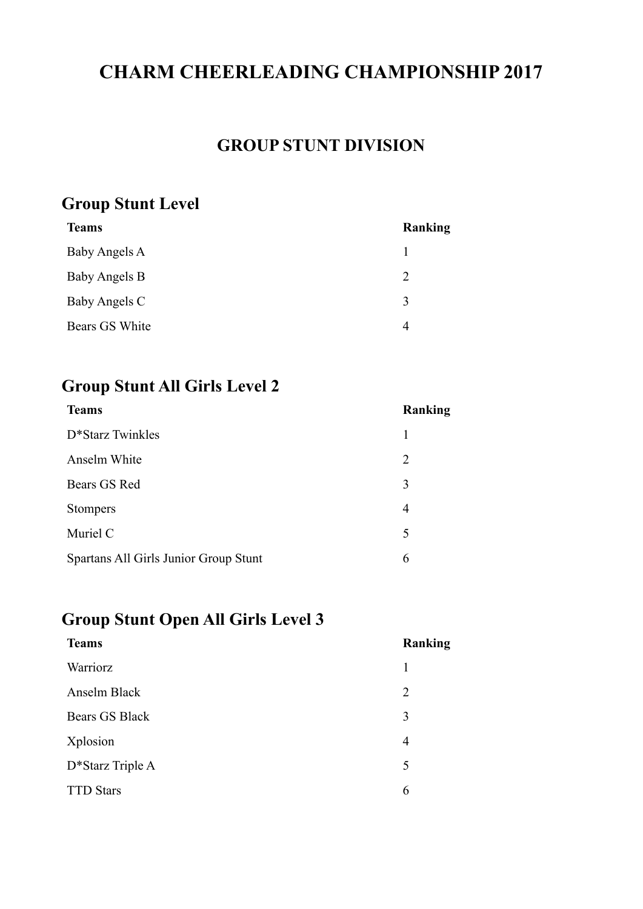# CHARM CHEERLEADING CHAMPIONSHIP 2017

## GROUP STUNT DIVISION

### Group Stunt Level

| Teams | Ranking |
|---|---|
| Baby Angels A | 1 |
| Baby Angels B | 2 |
| Baby Angels C | 3 |
| Bears GS White | 4 |

### Group Stunt All Girls Level 2

| Teams | Ranking |
|---|---|
| D*Starz Twinkles | 1 |
| Anselm White | 2 |
| Bears GS Red | 3 |
| Stompers | 4 |
| Muriel C | 5 |
| Spartans All Girls Junior Group Stunt | 6 |

### Group Stunt Open All Girls Level 3

| Teams | Ranking |
|---|---|
| Warriorz | 1 |
| Anselm Black | 2 |
| Bears GS Black | 3 |
| Xplosion | 4 |
| D*Starz Triple A | 5 |
| TTD Stars | 6 |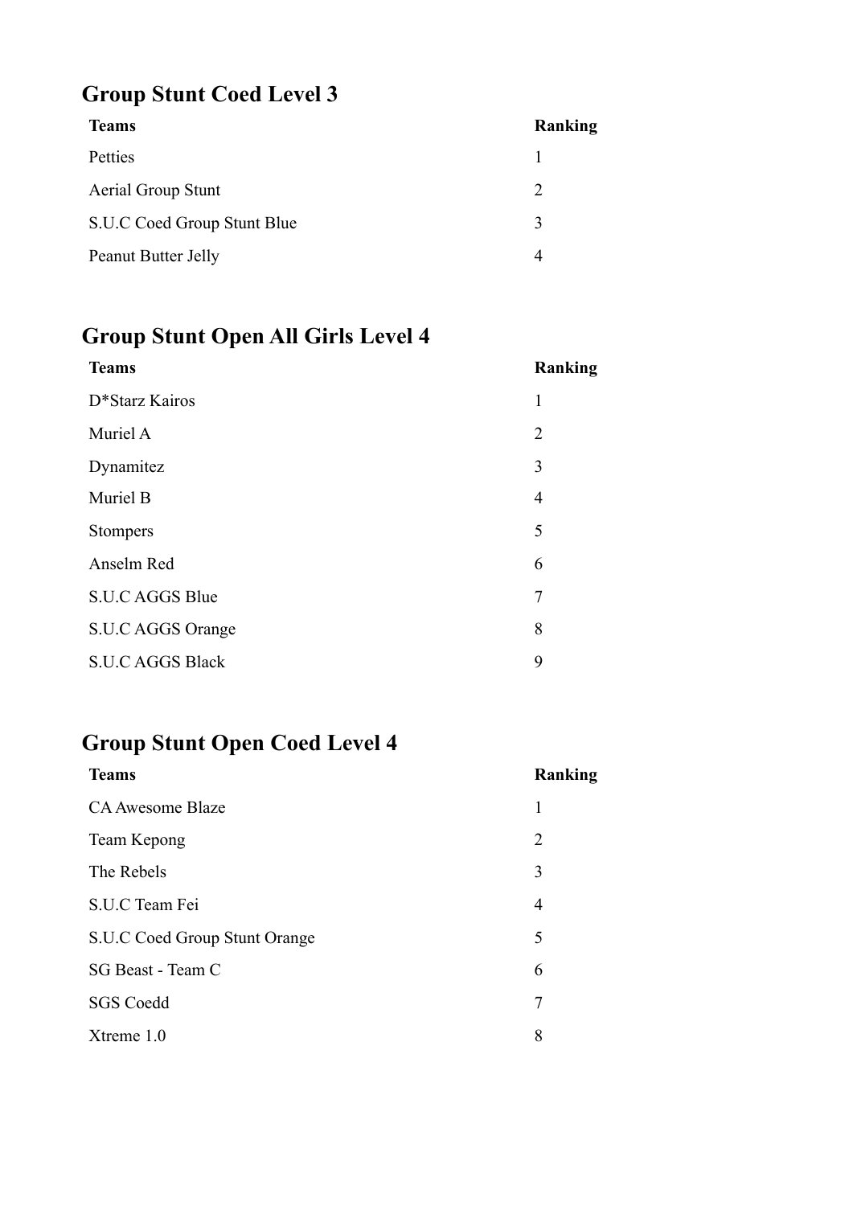## Group Stunt Coed Level 3

| Teams | Ranking |
| --- | --- |
| Petties | 1 |
| Aerial Group Stunt | 2 |
| S.U.C Coed Group Stunt Blue | 3 |
| Peanut Butter Jelly | 4 |

## Group Stunt Open All Girls Level 4

| Teams | Ranking |
| --- | --- |
| D*Starz Kairos | 1 |
| Muriel A | 2 |
| Dynamitez | 3 |
| Muriel B | 4 |
| Stompers | 5 |
| Anselm Red | 6 |
| S.U.C AGGS Blue | 7 |
| S.U.C AGGS Orange | 8 |
| S.U.C AGGS Black | 9 |

## Group Stunt Open Coed Level 4

| Teams | Ranking |
| --- | --- |
| CA Awesome Blaze | 1 |
| Team Kepong | 2 |
| The Rebels | 3 |
| S.U.C Team Fei | 4 |
| S.U.C Coed Group Stunt Orange | 5 |
| SG Beast - Team C | 6 |
| SGS Coedd | 7 |
| Xtreme 1.0 | 8 |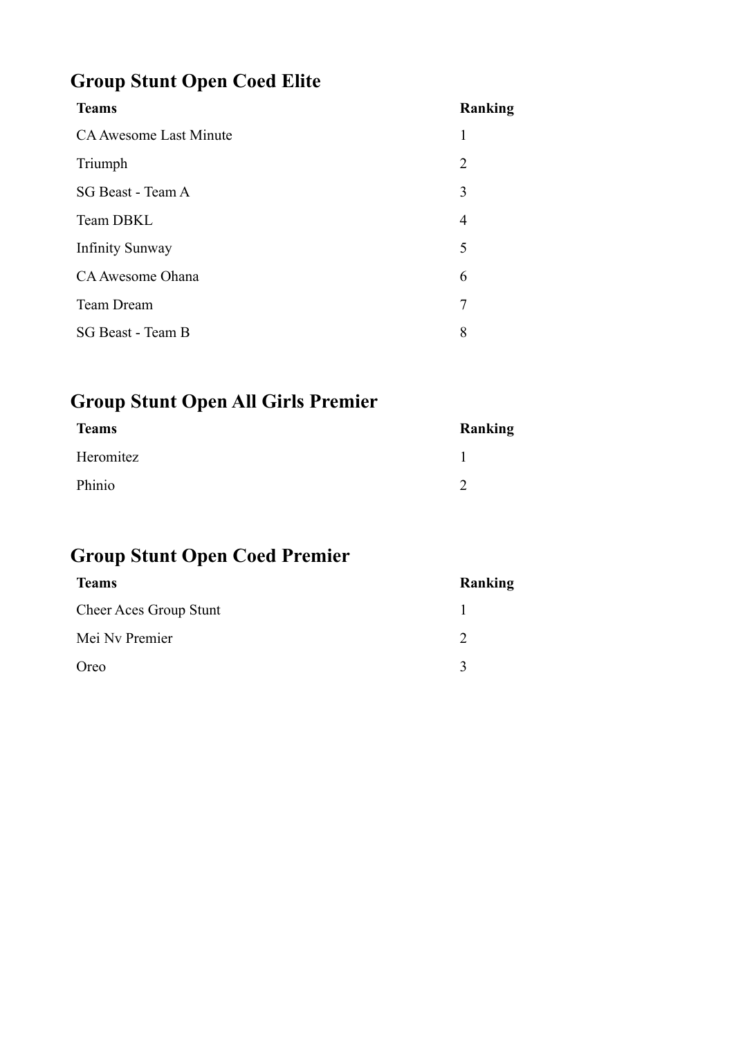## Group Stunt Open Coed Elite

| Teams | Ranking |
| --- | --- |
| CA Awesome Last Minute | 1 |
| Triumph | 2 |
| SG Beast - Team A | 3 |
| Team DBKL | 4 |
| Infinity Sunway | 5 |
| CA Awesome Ohana | 6 |
| Team Dream | 7 |
| SG Beast - Team B | 8 |

## Group Stunt Open All Girls Premier

| Teams | Ranking |
| --- | --- |
| Heromitez | 1 |
| Phinio | 2 |

## Group Stunt Open Coed Premier

| Teams | Ranking |
| --- | --- |
| Cheer Aces Group Stunt | 1 |
| Mei Nv Premier | 2 |
| Oreo | 3 |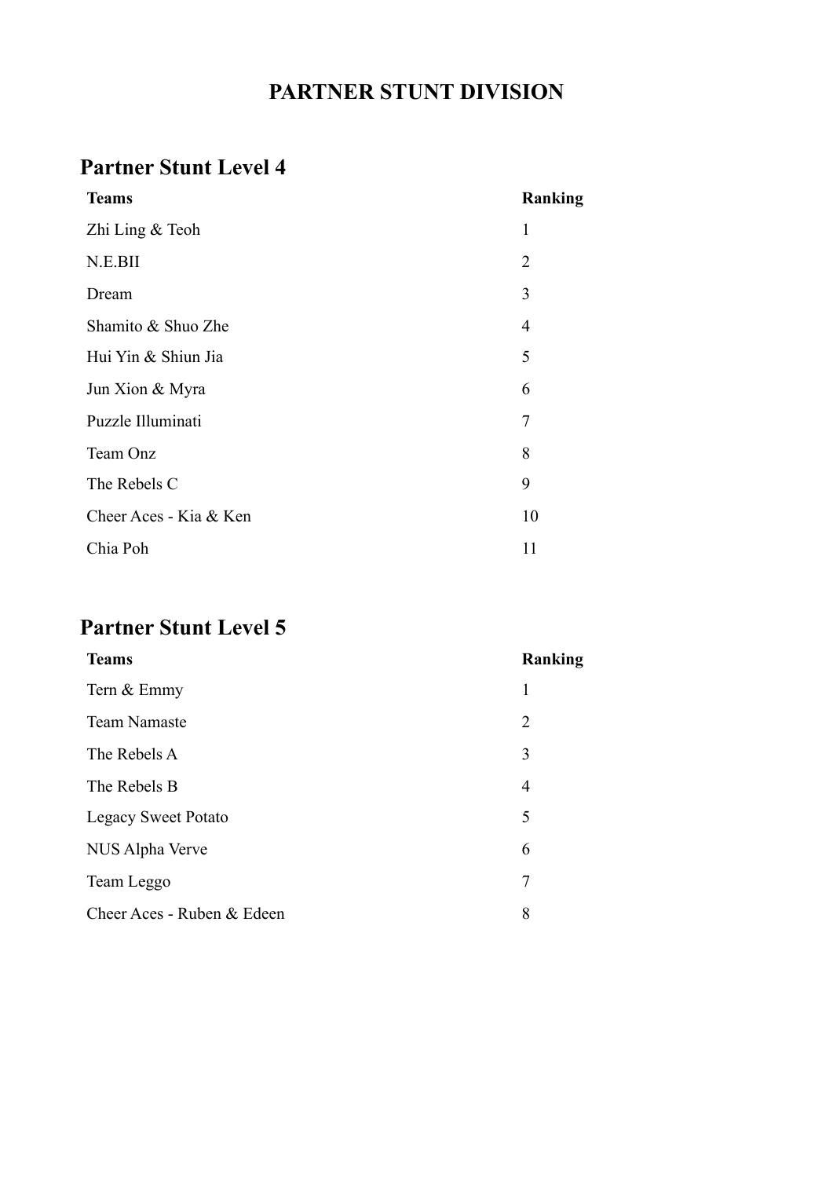# PARTNER STUNT DIVISION

## Partner Stunt Level 4

| Teams | Ranking |
| --- | --- |
| Zhi Ling & Teoh | 1 |
| N.E.BII | 2 |
| Dream | 3 |
| Shamito & Shuo Zhe | 4 |
| Hui Yin & Shiun Jia | 5 |
| Jun Xion & Myra | 6 |
| Puzzle Illuminati | 7 |
| Team Onz | 8 |
| The Rebels C | 9 |
| Cheer Aces - Kia & Ken | 10 |
| Chia Poh | 11 |

## Partner Stunt Level 5

| Teams | Ranking |
| --- | --- |
| Tern & Emmy | 1 |
| Team Namaste | 2 |
| The Rebels A | 3 |
| The Rebels B | 4 |
| Legacy Sweet Potato | 5 |
| NUS Alpha Verve | 6 |
| Team Leggo | 7 |
| Cheer Aces - Ruben & Edeen | 8 |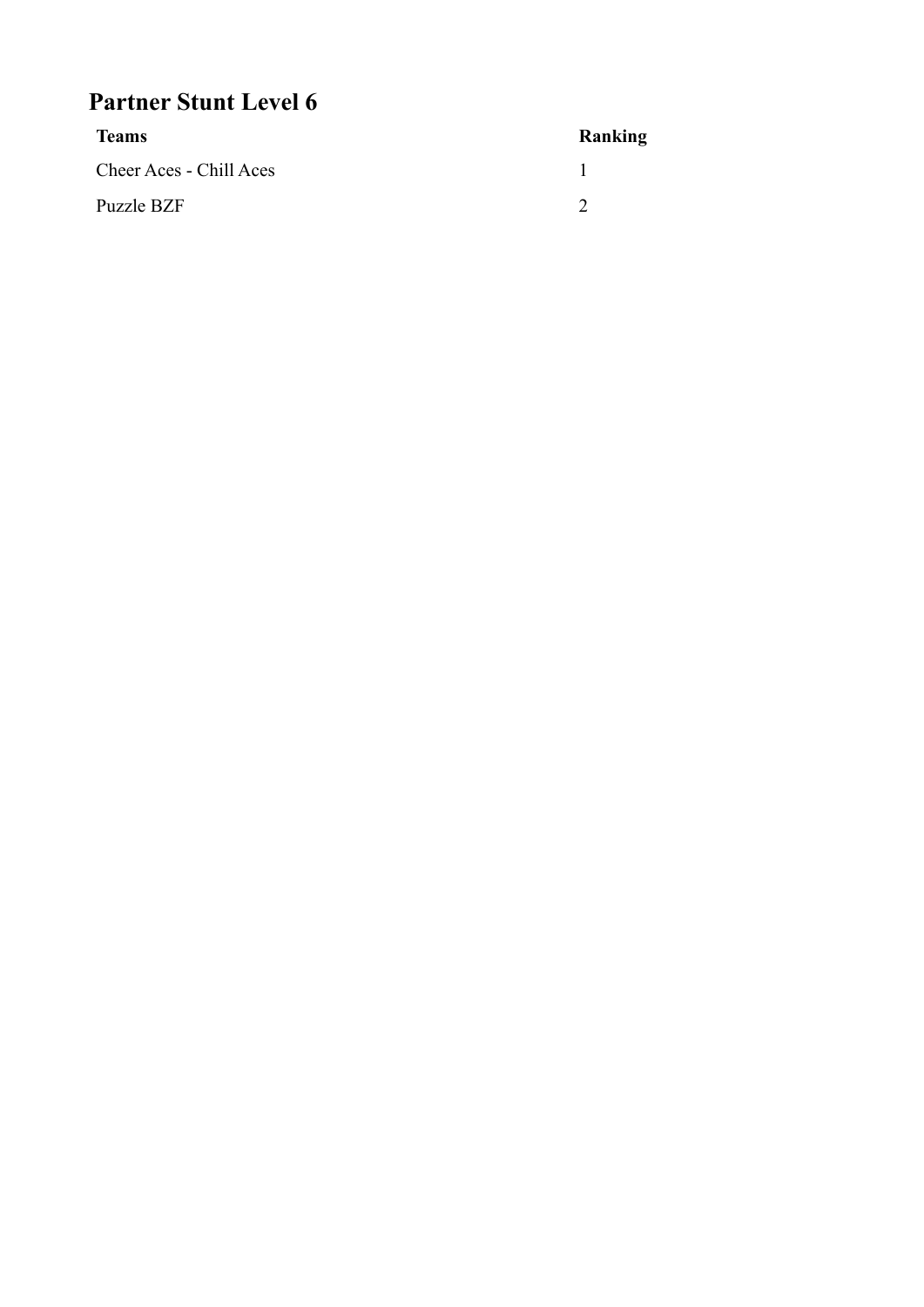## Partner Stunt Level 6

| Teams | Ranking |
| --- | --- |
| Cheer Aces - Chill Aces | 1 |
| Puzzle BZF | 2 |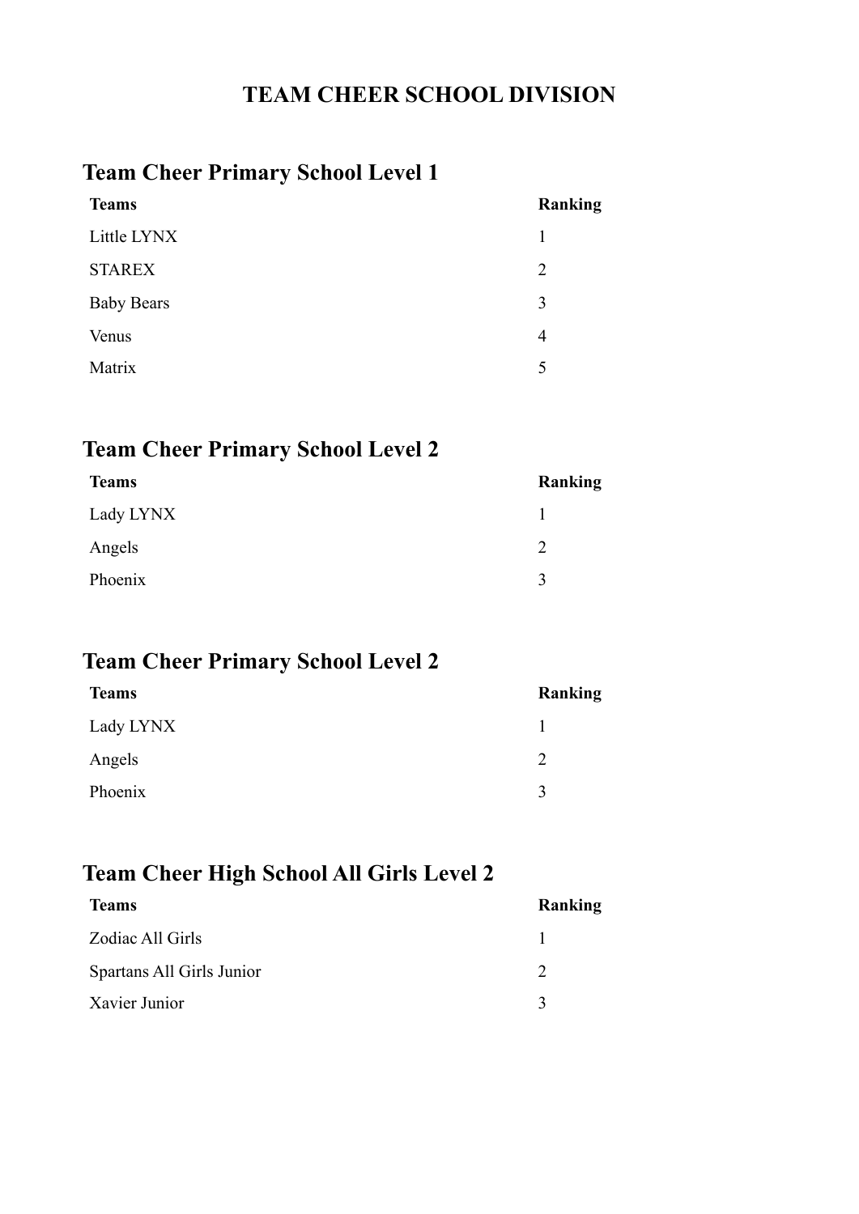# TEAM CHEER SCHOOL DIVISION

## Team Cheer Primary School Level 1

| Teams | Ranking |
|---|---|
| Little LYNX | 1 |
| STAREX | 2 |
| Baby Bears | 3 |
| Venus | 4 |
| Matrix | 5 |

## Team Cheer Primary School Level 2

| Teams | Ranking |
|---|---|
| Lady LYNX | 1 |
| Angels | 2 |
| Phoenix | 3 |

## Team Cheer Primary School Level 2

| Teams | Ranking |
|---|---|
| Lady LYNX | 1 |
| Angels | 2 |
| Phoenix | 3 |

## Team Cheer High School All Girls Level 2

| Teams | Ranking |
|---|---|
| Zodiac All Girls | 1 |
| Spartans All Girls Junior | 2 |
| Xavier Junior | 3 |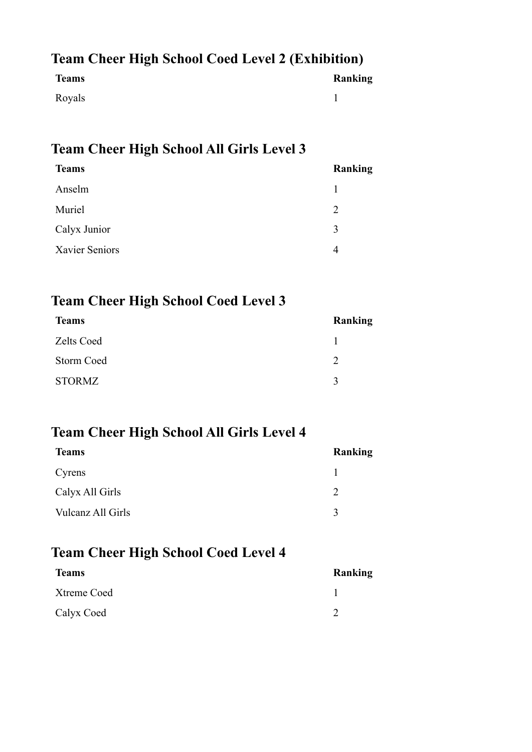## Team Cheer High School Coed Level 2 (Exhibition)

| Teams | Ranking |
| --- | --- |
| Royals | 1 |

## Team Cheer High School All Girls Level 3

| Teams | Ranking |
| --- | --- |
| Anselm | 1 |
| Muriel | 2 |
| Calyx Junior | 3 |
| Xavier Seniors | 4 |

## Team Cheer High School Coed Level 3

| Teams | Ranking |
| --- | --- |
| Zelts Coed | 1 |
| Storm Coed | 2 |
| STORMZ | 3 |

## Team Cheer High School All Girls Level 4

| Teams | Ranking |
| --- | --- |
| Cyrens | 1 |
| Calyx All Girls | 2 |
| Vulcanz All Girls | 3 |

## Team Cheer High School Coed Level 4

| Teams | Ranking |
| --- | --- |
| Xtreme Coed | 1 |
| Calyx Coed | 2 |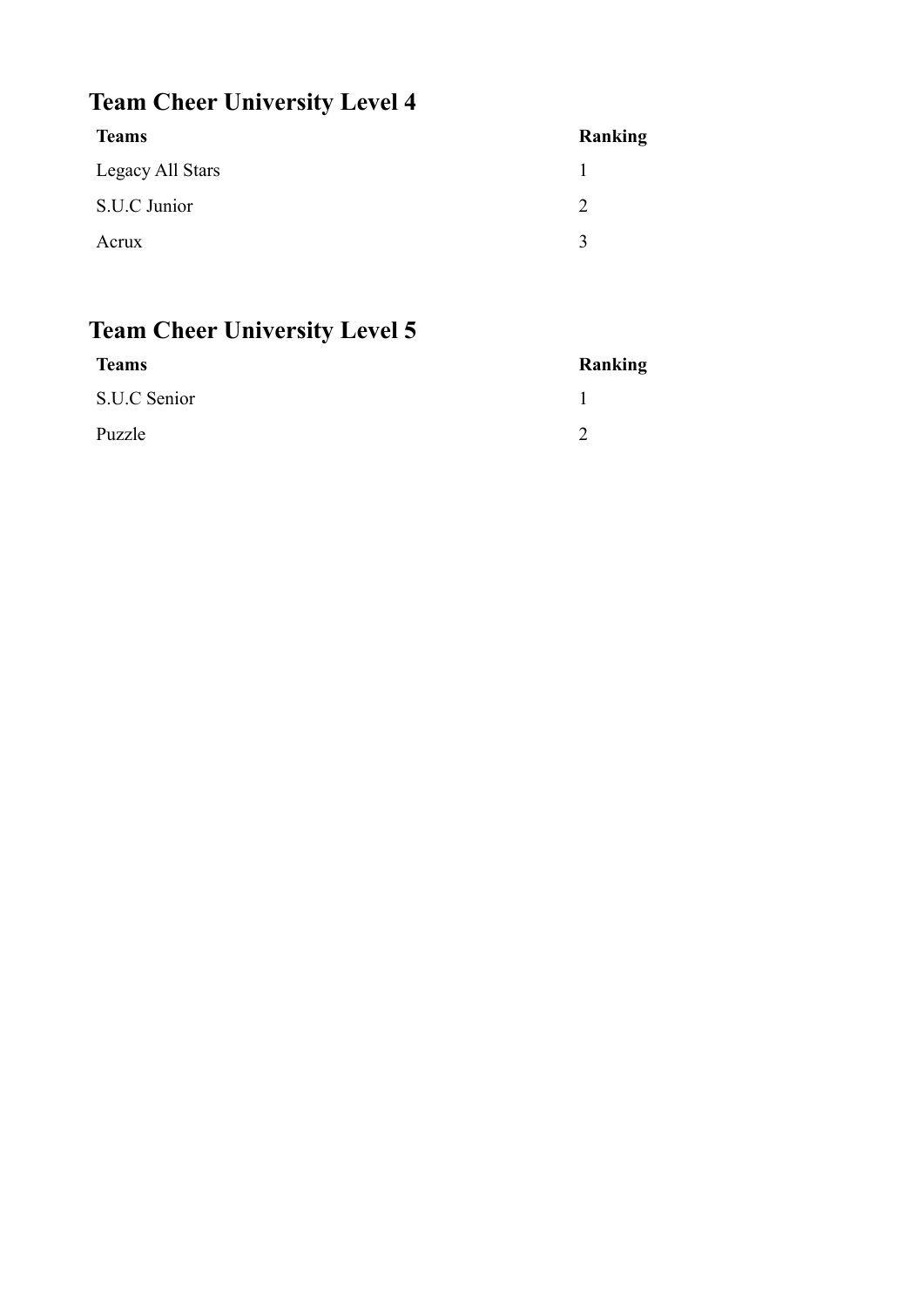## Team Cheer University Level 4

| Teams | Ranking |
| --- | --- |
| Legacy All Stars | 1 |
| S.U.C Junior | 2 |
| Acrux | 3 |

## Team Cheer University Level 5

| Teams | Ranking |
| --- | --- |
| S.U.C Senior | 1 |
| Puzzle | 2 |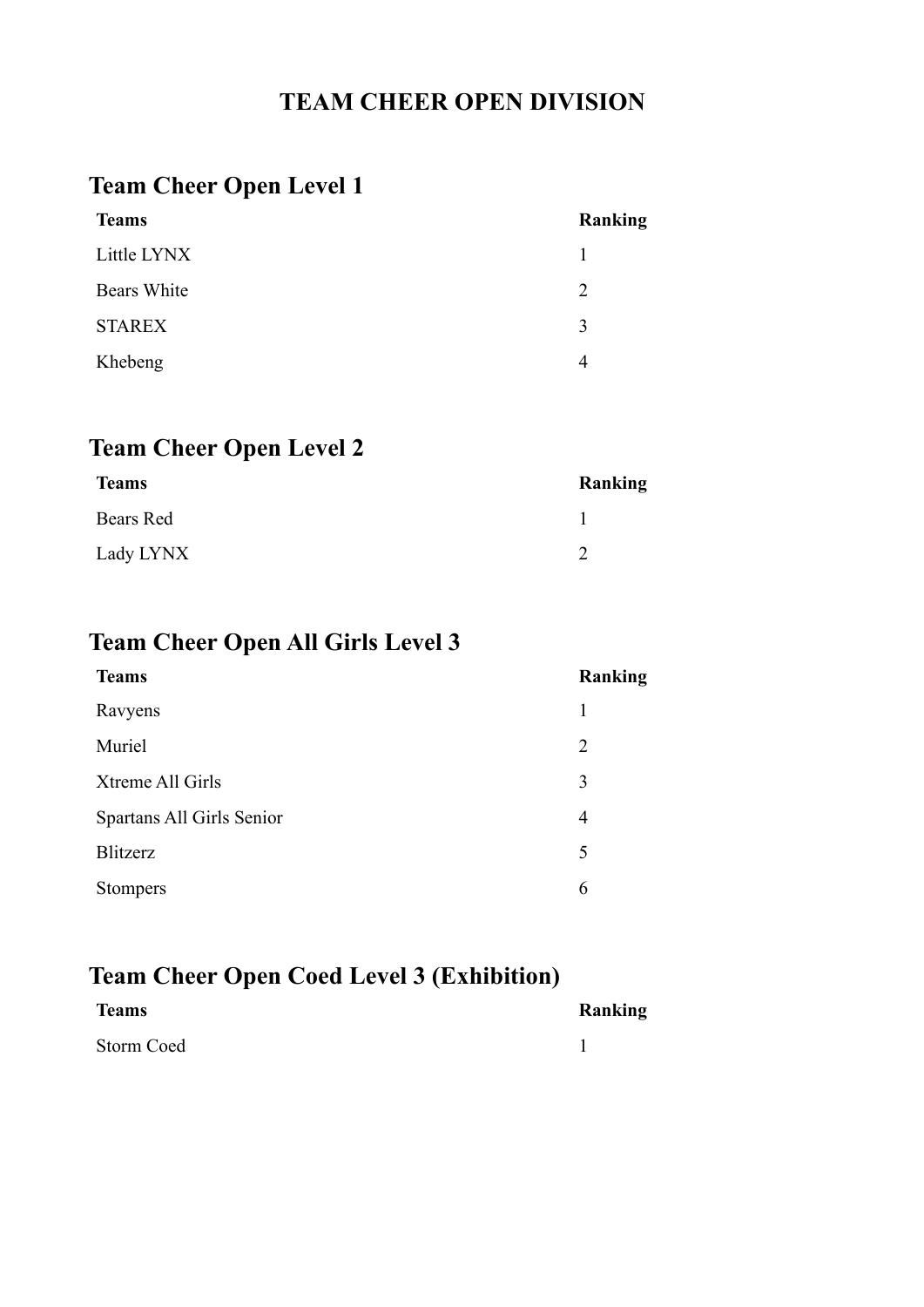# TEAM CHEER OPEN DIVISION

## Team Cheer Open Level 1

| Teams | Ranking |
|---|---|
| Little LYNX | 1 |
| Bears White | 2 |
| STAREX | 3 |
| Khebeng | 4 |

## Team Cheer Open Level 2

| Teams | Ranking |
|---|---|
| Bears Red | 1 |
| Lady LYNX | 2 |

## Team Cheer Open All Girls Level 3

| Teams | Ranking |
|---|---|
| Ravyens | 1 |
| Muriel | 2 |
| Xtreme All Girls | 3 |
| Spartans All Girls Senior | 4 |
| Blitzerz | 5 |
| Stompers | 6 |

## Team Cheer Open Coed Level 3 (Exhibition)

| Teams | Ranking |
|---|---|
| Storm Coed | 1 |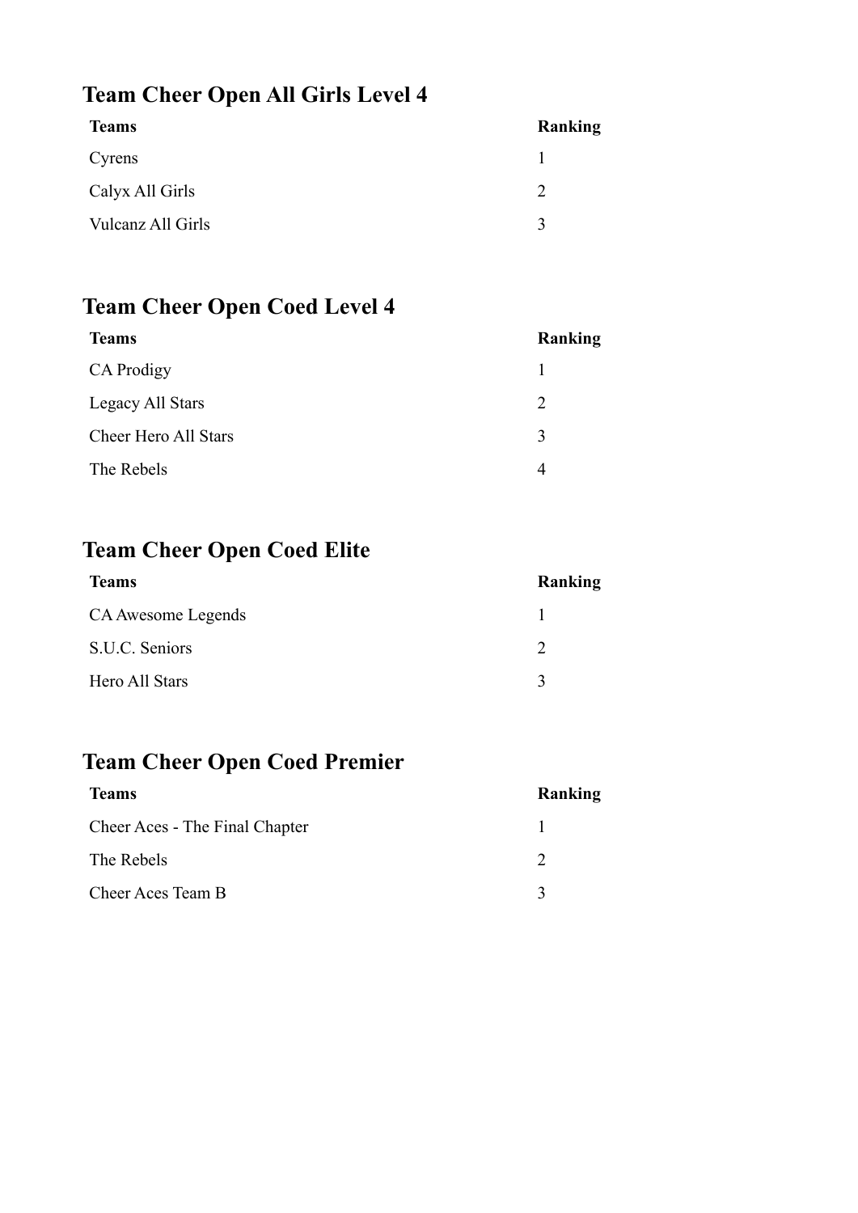## Team Cheer Open All Girls Level 4

| Teams | Ranking |
|---|---|
| Cyrens | 1 |
| Calyx All Girls | 2 |
| Vulcanz All Girls | 3 |

## Team Cheer Open Coed Level 4

| Teams | Ranking |
|---|---|
| CA Prodigy | 1 |
| Legacy All Stars | 2 |
| Cheer Hero All Stars | 3 |
| The Rebels | 4 |

## Team Cheer Open Coed Elite

| Teams | Ranking |
|---|---|
| CA Awesome Legends | 1 |
| S.U.C. Seniors | 2 |
| Hero All Stars | 3 |

## Team Cheer Open Coed Premier

| Teams | Ranking |
|---|---|
| Cheer Aces - The Final Chapter | 1 |
| The Rebels | 2 |
| Cheer Aces Team B | 3 |